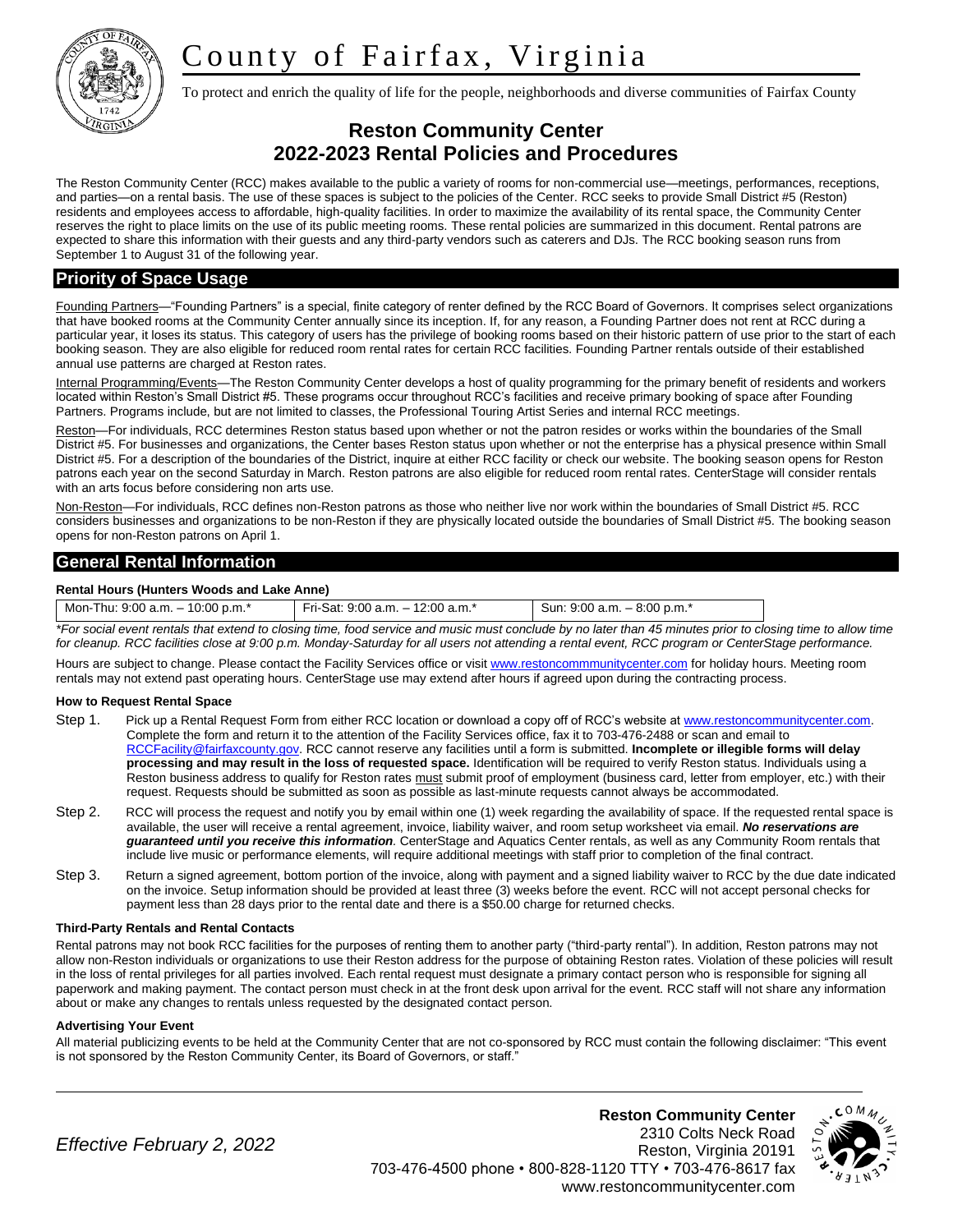# County of Fairfax, Virginia

To protect and enrich the quality of life for the people, neighborhoods and diverse communities of Fairfax County

## Reston Community Center
## 2022-2023 Rental Policies and Procedures

The Reston Community Center (RCC) makes available to the public a variety of rooms for non-commercial use—meetings, performances, receptions, and parties—on a rental basis. The use of these spaces is subject to the policies of the Center. RCC seeks to provide Small District #5 (Reston) residents and employees access to affordable, high-quality facilities. In order to maximize the availability of its rental space, the Community Center reserves the right to place limits on the use of its public meeting rooms. These rental policies are summarized in this document. Rental patrons are expected to share this information with their guests and any third-party vendors such as caterers and DJs. The RCC booking season runs from September 1 to August 31 of the following year.

## Priority of Space Usage

Founding Partners—"Founding Partners" is a special, finite category of renter defined by the RCC Board of Governors. It comprises select organizations that have booked rooms at the Community Center annually since its inception. If, for any reason, a Founding Partner does not rent at RCC during a particular year, it loses its status. This category of users has the privilege of booking rooms based on their historic pattern of use prior to the start of each booking season. They are also eligible for reduced room rental rates for certain RCC facilities. Founding Partner rentals outside of their established annual use patterns are charged at Reston rates.

Internal Programming/Events—The Reston Community Center develops a host of quality programming for the primary benefit of residents and workers located within Reston's Small District #5. These programs occur throughout RCC's facilities and receive primary booking of space after Founding Partners. Programs include, but are not limited to classes, the Professional Touring Artist Series and internal RCC meetings.

Reston—For individuals, RCC determines Reston status based upon whether or not the patron resides or works within the boundaries of the Small District #5. For businesses and organizations, the Center bases Reston status upon whether or not the enterprise has a physical presence within Small District #5. For a description of the boundaries of the District, inquire at either RCC facility or check our website. The booking season opens for Reston patrons each year on the second Saturday in March. Reston patrons are also eligible for reduced room rental rates. CenterStage will consider rentals with an arts focus before considering non arts use.

Non-Reston—For individuals, RCC defines non-Reston patrons as those who neither live nor work within the boundaries of Small District #5. RCC considers businesses and organizations to be non-Reston if they are physically located outside the boundaries of Small District #5. The booking season opens for non-Reston patrons on April 1.

## General Rental Information

### Rental Hours (Hunters Woods and Lake Anne)

| Mon-Thu: 9:00 a.m. – 10:00 p.m.* | Fri-Sat: 9:00 a.m. – 12:00 a.m.* | Sun: 9:00 a.m. – 8:00 p.m.* |
|---|---|---|

*\*For social event rentals that extend to closing time, food service and music must conclude by no later than 45 minutes prior to closing time to allow time for cleanup. RCC facilities close at 9:00 p.m. Monday-Saturday for all users not attending a rental event, RCC program or CenterStage performance.*

Hours are subject to change. Please contact the Facility Services office or visit www.restoncommmunitycenter.com for holiday hours. Meeting room rentals may not extend past operating hours. CenterStage use may extend after hours if agreed upon during the contracting process.

### How to Request Rental Space

Step 1. Pick up a Rental Request Form from either RCC location or download a copy off of RCC's website at www.restoncommunitycenter.com. Complete the form and return it to the attention of the Facility Services office, fax it to 703-476-2488 or scan and email to RCCFacility@fairfaxcounty.gov. RCC cannot reserve any facilities until a form is submitted. **Incomplete or illegible forms will delay processing and may result in the loss of requested space.** Identification will be required to verify Reston status. Individuals using a Reston business address to qualify for Reston rates must submit proof of employment (business card, letter from employer, etc.) with their request. Requests should be submitted as soon as possible as last-minute requests cannot always be accommodated.

Step 2. RCC will process the request and notify you by email within one (1) week regarding the availability of space. If the requested rental space is available, the user will receive a rental agreement, invoice, liability waiver, and room setup worksheet via email. ***No reservations are guaranteed until you receive this information.*** CenterStage and Aquatics Center rentals, as well as any Community Room rentals that include live music or performance elements, will require additional meetings with staff prior to completion of the final contract.

Step 3. Return a signed agreement, bottom portion of the invoice, along with payment and a signed liability waiver to RCC by the due date indicated on the invoice. Setup information should be provided at least three (3) weeks before the event. RCC will not accept personal checks for payment less than 28 days prior to the rental date and there is a $50.00 charge for returned checks.

### Third-Party Rentals and Rental Contacts

Rental patrons may not book RCC facilities for the purposes of renting them to another party ("third-party rental"). In addition, Reston patrons may not allow non-Reston individuals or organizations to use their Reston address for the purpose of obtaining Reston rates. Violation of these policies will result in the loss of rental privileges for all parties involved. Each rental request must designate a primary contact person who is responsible for signing all paperwork and making payment. The contact person must check in at the front desk upon arrival for the event. RCC staff will not share any information about or make any changes to rentals unless requested by the designated contact person.

### Advertising Your Event

All material publicizing events to be held at the Community Center that are not co-sponsored by RCC must contain the following disclaimer: "This event is not sponsored by the Reston Community Center, its Board of Governors, or staff."

*Effective February 2, 2022*

**Reston Community Center**
2310 Colts Neck Road
Reston, Virginia 20191
703-476-4500 phone • 800-828-1120 TTY • 703-476-8617 fax
www.restoncommunitycenter.com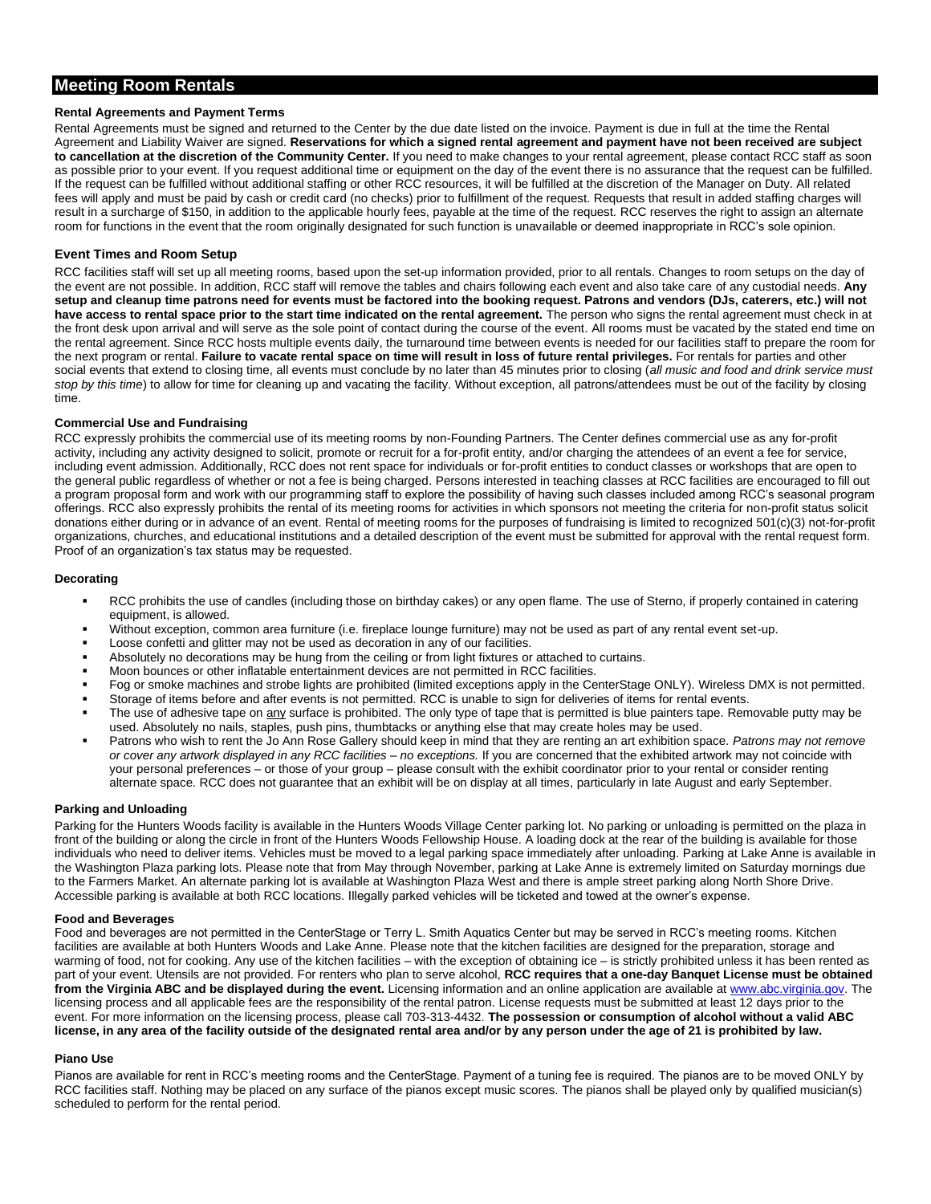## Meeting Room Rentals

### Rental Agreements and Payment Terms

Rental Agreements must be signed and returned to the Center by the due date listed on the invoice. Payment is due in full at the time the Rental Agreement and Liability Waiver are signed. **Reservations for which a signed rental agreement and payment have not been received are subject to cancellation at the discretion of the Community Center.** If you need to make changes to your rental agreement, please contact RCC staff as soon as possible prior to your event. If you request additional time or equipment on the day of the event there is no assurance that the request can be fulfilled. If the request can be fulfilled without additional staffing or other RCC resources, it will be fulfilled at the discretion of the Manager on Duty. All related fees will apply and must be paid by cash or credit card (no checks) prior to fulfillment of the request. Requests that result in added staffing charges will result in a surcharge of $150, in addition to the applicable hourly fees, payable at the time of the request. RCC reserves the right to assign an alternate room for functions in the event that the room originally designated for such function is unavailable or deemed inappropriate in RCC's sole opinion.

### Event Times and Room Setup

RCC facilities staff will set up all meeting rooms, based upon the set-up information provided, prior to all rentals. Changes to room setups on the day of the event are not possible. In addition, RCC staff will remove the tables and chairs following each event and also take care of any custodial needs. **Any setup and cleanup time patrons need for events must be factored into the booking request. Patrons and vendors (DJs, caterers, etc.) will not have access to rental space prior to the start time indicated on the rental agreement.** The person who signs the rental agreement must check in at the front desk upon arrival and will serve as the sole point of contact during the course of the event. All rooms must be vacated by the stated end time on the rental agreement. Since RCC hosts multiple events daily, the turnaround time between events is needed for our facilities staff to prepare the room for the next program or rental. **Failure to vacate rental space on time will result in loss of future rental privileges.** For rentals for parties and other social events that extend to closing time, all events must conclude by no later than 45 minutes prior to closing (*all music and food and drink service must stop by this time*) to allow for time for cleaning up and vacating the facility. Without exception, all patrons/attendees must be out of the facility by closing time.

### Commercial Use and Fundraising

RCC expressly prohibits the commercial use of its meeting rooms by non-Founding Partners. The Center defines commercial use as any for-profit activity, including any activity designed to solicit, promote or recruit for a for-profit entity, and/or charging the attendees of an event a fee for service, including event admission. Additionally, RCC does not rent space for individuals or for-profit entities to conduct classes or workshops that are open to the general public regardless of whether or not a fee is being charged. Persons interested in teaching classes at RCC facilities are encouraged to fill out a program proposal form and work with our programming staff to explore the possibility of having such classes included among RCC's seasonal program offerings. RCC also expressly prohibits the rental of its meeting rooms for activities in which sponsors not meeting the criteria for non-profit status solicit donations either during or in advance of an event. Rental of meeting rooms for the purposes of fundraising is limited to recognized 501(c)(3) not-for-profit organizations, churches, and educational institutions and a detailed description of the event must be submitted for approval with the rental request form. Proof of an organization's tax status may be requested.

### Decorating

- RCC prohibits the use of candles (including those on birthday cakes) or any open flame. The use of Sterno, if properly contained in catering equipment, is allowed.
- Without exception, common area furniture (i.e. fireplace lounge furniture) may not be used as part of any rental event set-up.
- Loose confetti and glitter may not be used as decoration in any of our facilities.
- Absolutely no decorations may be hung from the ceiling or from light fixtures or attached to curtains.
- Moon bounces or other inflatable entertainment devices are not permitted in RCC facilities.
- Fog or smoke machines and strobe lights are prohibited (limited exceptions apply in the CenterStage ONLY). Wireless DMX is not permitted.
- Storage of items before and after events is not permitted. RCC is unable to sign for deliveries of items for rental events.
- The use of adhesive tape on <u>any</u> surface is prohibited. The only type of tape that is permitted is blue painters tape. Removable putty may be used. Absolutely no nails, staples, push pins, thumbtacks or anything else that may create holes may be used.
- Patrons who wish to rent the Jo Ann Rose Gallery should keep in mind that they are renting an art exhibition space. *Patrons may not remove or cover any artwork displayed in any RCC facilities – no exceptions.* If you are concerned that the exhibited artwork may not coincide with your personal preferences – or those of your group – please consult with the exhibit coordinator prior to your rental or consider renting alternate space. RCC does not guarantee that an exhibit will be on display at all times, particularly in late August and early September.

### Parking and Unloading

Parking for the Hunters Woods facility is available in the Hunters Woods Village Center parking lot. No parking or unloading is permitted on the plaza in front of the building or along the circle in front of the Hunters Woods Fellowship House. A loading dock at the rear of the building is available for those individuals who need to deliver items. Vehicles must be moved to a legal parking space immediately after unloading. Parking at Lake Anne is available in the Washington Plaza parking lots. Please note that from May through November, parking at Lake Anne is extremely limited on Saturday mornings due to the Farmers Market. An alternate parking lot is available at Washington Plaza West and there is ample street parking along North Shore Drive. Accessible parking is available at both RCC locations. Illegally parked vehicles will be ticketed and towed at the owner's expense.

### Food and Beverages

Food and beverages are not permitted in the CenterStage or Terry L. Smith Aquatics Center but may be served in RCC's meeting rooms. Kitchen facilities are available at both Hunters Woods and Lake Anne. Please note that the kitchen facilities are designed for the preparation, storage and warming of food, not for cooking. Any use of the kitchen facilities – with the exception of obtaining ice – is strictly prohibited unless it has been rented as part of your event. Utensils are not provided. For renters who plan to serve alcohol, **RCC requires that a one-day Banquet License must be obtained from the Virginia ABC and be displayed during the event.** Licensing information and an online application are available at www.abc.virginia.gov. The licensing process and all applicable fees are the responsibility of the rental patron. License requests must be submitted at least 12 days prior to the event. For more information on the licensing process, please call 703-313-4432. **The possession or consumption of alcohol without a valid ABC license, in any area of the facility outside of the designated rental area and/or by any person under the age of 21 is prohibited by law.**

### Piano Use

Pianos are available for rent in RCC's meeting rooms and the CenterStage. Payment of a tuning fee is required. The pianos are to be moved ONLY by RCC facilities staff. Nothing may be placed on any surface of the pianos except music scores. The pianos shall be played only by qualified musician(s) scheduled to perform for the rental period.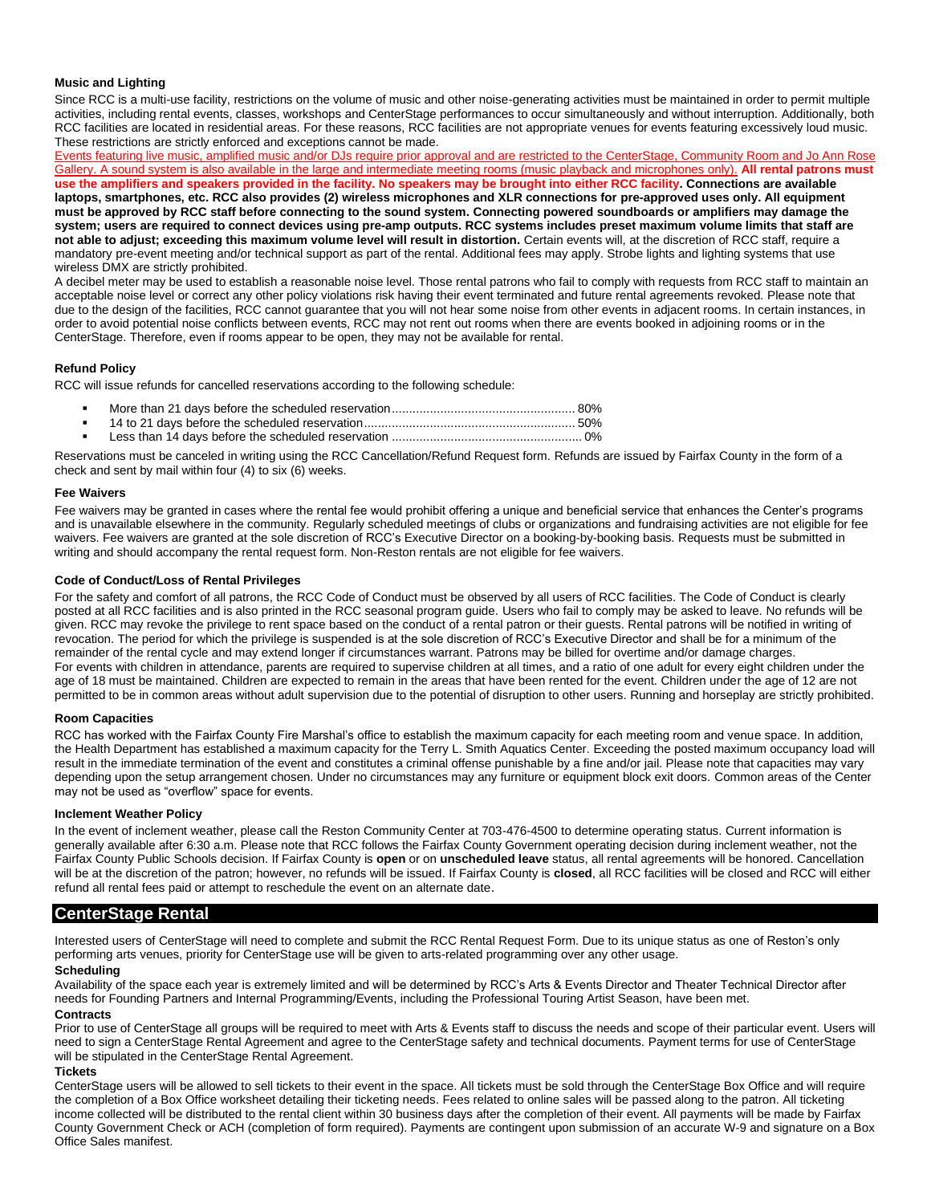### Music and Lighting

Since RCC is a multi-use facility, restrictions on the volume of music and other noise-generating activities must be maintained in order to permit multiple activities, including rental events, classes, workshops and CenterStage performances to occur simultaneously and without interruption. Additionally, both RCC facilities are located in residential areas. For these reasons, RCC facilities are not appropriate venues for events featuring excessively loud music. These restrictions are strictly enforced and exceptions cannot be made.

Events featuring live music, amplified music and/or DJs require prior approval and are restricted to the CenterStage, Community Room and Jo Ann Rose Gallery. A sound system is also available in the large and intermediate meeting rooms (music playback and microphones only). **All rental patrons must use the amplifiers and speakers provided in the facility. No speakers may be brought into either RCC facility. Connections are available laptops, smartphones, etc. RCC also provides (2) wireless microphones and XLR connections for pre-approved uses only. All equipment must be approved by RCC staff before connecting to the sound system. Connecting powered soundboards or amplifiers may damage the system; users are required to connect devices using pre-amp outputs. RCC systems includes preset maximum volume limits that staff are not able to adjust; exceeding this maximum volume level will result in distortion.** Certain events will, at the discretion of RCC staff, require a mandatory pre-event meeting and/or technical support as part of the rental. Additional fees may apply. Strobe lights and lighting systems that use wireless DMX are strictly prohibited.

A decibel meter may be used to establish a reasonable noise level. Those rental patrons who fail to comply with requests from RCC staff to maintain an acceptable noise level or correct any other policy violations risk having their event terminated and future rental agreements revoked. Please note that due to the design of the facilities, RCC cannot guarantee that you will not hear some noise from other events in adjacent rooms. In certain instances, in order to avoid potential noise conflicts between events, RCC may not rent out rooms when there are events booked in adjoining rooms or in the CenterStage. Therefore, even if rooms appear to be open, they may not be available for rental.

### Refund Policy

RCC will issue refunds for cancelled reservations according to the following schedule:

- More than 21 days before the scheduled reservation.......... 80%
- 14 to 21 days before the scheduled reservation.......... 50%
- Less than 14 days before the scheduled reservation .......... 0%

Reservations must be canceled in writing using the RCC Cancellation/Refund Request form. Refunds are issued by Fairfax County in the form of a check and sent by mail within four (4) to six (6) weeks.

### Fee Waivers

Fee waivers may be granted in cases where the rental fee would prohibit offering a unique and beneficial service that enhances the Center's programs and is unavailable elsewhere in the community. Regularly scheduled meetings of clubs or organizations and fundraising activities are not eligible for fee waivers. Fee waivers are granted at the sole discretion of RCC's Executive Director on a booking-by-booking basis. Requests must be submitted in writing and should accompany the rental request form. Non-Reston rentals are not eligible for fee waivers.

### Code of Conduct/Loss of Rental Privileges

For the safety and comfort of all patrons, the RCC Code of Conduct must be observed by all users of RCC facilities. The Code of Conduct is clearly posted at all RCC facilities and is also printed in the RCC seasonal program guide. Users who fail to comply may be asked to leave. No refunds will be given. RCC may revoke the privilege to rent space based on the conduct of a rental patron or their guests. Rental patrons will be notified in writing of revocation. The period for which the privilege is suspended is at the sole discretion of RCC's Executive Director and shall be for a minimum of the remainder of the rental cycle and may extend longer if circumstances warrant. Patrons may be billed for overtime and/or damage charges.

For events with children in attendance, parents are required to supervise children at all times, and a ratio of one adult for every eight children under the age of 18 must be maintained. Children are expected to remain in the areas that have been rented for the event. Children under the age of 12 are not permitted to be in common areas without adult supervision due to the potential of disruption to other users. Running and horseplay are strictly prohibited.

### Room Capacities

RCC has worked with the Fairfax County Fire Marshal's office to establish the maximum capacity for each meeting room and venue space. In addition, the Health Department has established a maximum capacity for the Terry L. Smith Aquatics Center. Exceeding the posted maximum occupancy load will result in the immediate termination of the event and constitutes a criminal offense punishable by a fine and/or jail. Please note that capacities may vary depending upon the setup arrangement chosen. Under no circumstances may any furniture or equipment block exit doors. Common areas of the Center may not be used as "overflow" space for events.

### Inclement Weather Policy

In the event of inclement weather, please call the Reston Community Center at 703-476-4500 to determine operating status. Current information is generally available after 6:30 a.m. Please note that RCC follows the Fairfax County Government operating decision during inclement weather, not the Fairfax County Public Schools decision. If Fairfax County is **open** or on **unscheduled leave** status, all rental agreements will be honored. Cancellation will be at the discretion of the patron; however, no refunds will be issued. If Fairfax County is **closed**, all RCC facilities will be closed and RCC will either refund all rental fees paid or attempt to reschedule the event on an alternate date.

## CenterStage Rental

Interested users of CenterStage will need to complete and submit the RCC Rental Request Form. Due to its unique status as one of Reston's only performing arts venues, priority for CenterStage use will be given to arts-related programming over any other usage.

### Scheduling

Availability of the space each year is extremely limited and will be determined by RCC's Arts & Events Director and Theater Technical Director after needs for Founding Partners and Internal Programming/Events, including the Professional Touring Artist Season, have been met.

### Contracts

Prior to use of CenterStage all groups will be required to meet with Arts & Events staff to discuss the needs and scope of their particular event. Users will need to sign a CenterStage Rental Agreement and agree to the CenterStage safety and technical documents. Payment terms for use of CenterStage will be stipulated in the CenterStage Rental Agreement.

### Tickets

CenterStage users will be allowed to sell tickets to their event in the space. All tickets must be sold through the CenterStage Box Office and will require the completion of a Box Office worksheet detailing their ticketing needs. Fees related to online sales will be passed along to the patron. All ticketing income collected will be distributed to the rental client within 30 business days after the completion of their event. All payments will be made by Fairfax County Government Check or ACH (completion of form required). Payments are contingent upon submission of an accurate W-9 and signature on a Box Office Sales manifest.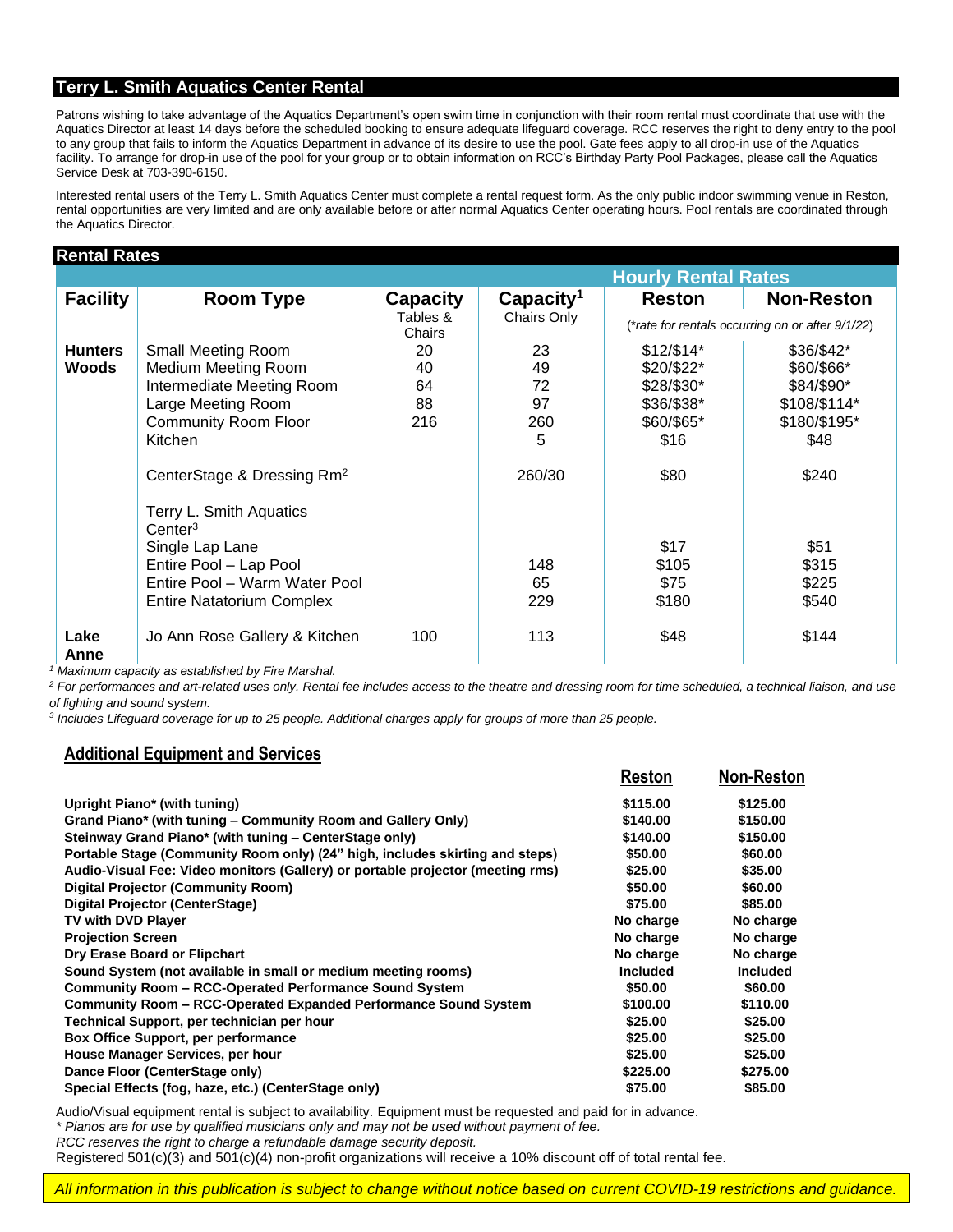## Terry L. Smith Aquatics Center Rental

Patrons wishing to take advantage of the Aquatics Department's open swim time in conjunction with their room rental must coordinate that use with the Aquatics Director at least 14 days before the scheduled booking to ensure adequate lifeguard coverage. RCC reserves the right to deny entry to the pool to any group that fails to inform the Aquatics Department in advance of its desire to use the pool. Gate fees apply to all drop-in use of the Aquatics facility. To arrange for drop-in use of the pool for your group or to obtain information on RCC's Birthday Party Pool Packages, please call the Aquatics Service Desk at 703-390-6150.

Interested rental users of the Terry L. Smith Aquatics Center must complete a rental request form. As the only public indoor swimming venue in Reston, rental opportunities are very limited and are only available before or after normal Aquatics Center operating hours. Pool rentals are coordinated through the Aquatics Director.

## Rental Rates

| | | | | Hourly Rental Rates | |
|---|---|---|---|---|---|
| **Facility** | **Room Type** | **Capacity** Tables & Chairs | **Capacity[1]** Chairs Only | **Reston** | **Non-Reston** |
| | | | | *(\*rate for rentals occurring on or after 9/1/22)* | |
| **Hunters Woods** | Small Meeting Room | 20 | 23 | $12/$14* | $36/$42* |
| | Medium Meeting Room | 40 | 49 | $20/$22* | $60/$66* |
| | Intermediate Meeting Room | 64 | 72 | $28/$30* | $84/$90* |
| | Large Meeting Room | 88 | 97 | $36/$38* | $108/$114* |
| | Community Room Floor | 216 | 260 | $60/$65* | $180/$195* |
| | Kitchen | | 5 | $16 | $48 |
| | CenterStage & Dressing Rm[2] | | 260/30 | $80 | $240 |
| | Terry L. Smith Aquatics Center[3] | | | | |
| | Single Lap Lane | | | $17 | $51 |
| | Entire Pool – Lap Pool | | 148 | $105 | $315 |
| | Entire Pool – Warm Water Pool | | 65 | $75 | $225 |
| | Entire Natatorium Complex | | 229 | $180 | $540 |
| **Lake Anne** | Jo Ann Rose Gallery & Kitchen | 100 | 113 | $48 | $144 |

*[1] Maximum capacity as established by Fire Marshal.*

*[2] For performances and art-related uses only. Rental fee includes access to the theatre and dressing room for time scheduled, a technical liaison, and use of lighting and sound system.*

*[3] Includes Lifeguard coverage for up to 25 people. Additional charges apply for groups of more than 25 people.*

## Additional Equipment and Services

| | Reston | Non-Reston |
|---|---|---|
| **Upright Piano\* (with tuning)** | **$115.00** | **$125.00** |
| **Grand Piano\* (with tuning – Community Room and Gallery Only)** | **$140.00** | **$150.00** |
| **Steinway Grand Piano\* (with tuning – CenterStage only)** | **$140.00** | **$150.00** |
| **Portable Stage (Community Room only) (24" high, includes skirting and steps)** | **$50.00** | **$60.00** |
| **Audio-Visual Fee: Video monitors (Gallery) or portable projector (meeting rms)** | **$25.00** | **$35.00** |
| **Digital Projector (Community Room)** | **$50.00** | **$60.00** |
| **Digital Projector (CenterStage)** | **$75.00** | **$85.00** |
| **TV with DVD Player** | **No charge** | **No charge** |
| **Projection Screen** | **No charge** | **No charge** |
| **Dry Erase Board or Flipchart** | **No charge** | **No charge** |
| **Sound System (not available in small or medium meeting rooms)** | **Included** | **Included** |
| **Community Room – RCC-Operated Performance Sound System** | **$50.00** | **$60.00** |
| **Community Room – RCC-Operated Expanded Performance Sound System** | **$100.00** | **$110.00** |
| **Technical Support, per technician per hour** | **$25.00** | **$25.00** |
| **Box Office Support, per performance** | **$25.00** | **$25.00** |
| **House Manager Services, per hour** | **$25.00** | **$25.00** |
| **Dance Floor (CenterStage only)** | **$225.00** | **$275.00** |
| **Special Effects (fog, haze, etc.) (CenterStage only)** | **$75.00** | **$85.00** |

Audio/Visual equipment rental is subject to availability. Equipment must be requested and paid for in advance.

*\* Pianos are for use by qualified musicians only and may not be used without payment of fee.*

*RCC reserves the right to charge a refundable damage security deposit.*

Registered 501(c)(3) and 501(c)(4) non-profit organizations will receive a 10% discount off of total rental fee.

*All information in this publication is subject to change without notice based on current COVID-19 restrictions and guidance.*